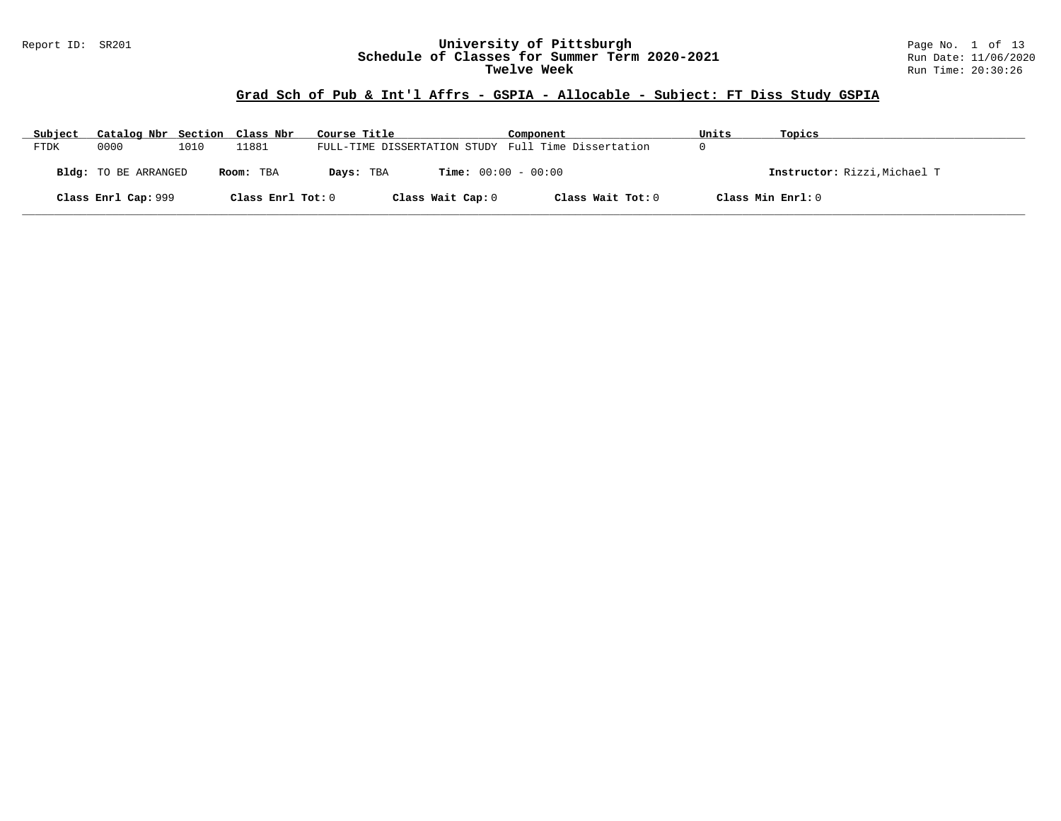Report ID: SR201

# University of Pittsburgh
## Schedule of Classes for Summer Term 2020-2021
### Twelve Week

Run Date: 11/06/2020
Run Time: 20:30:26

## Grad Sch of Pub & Int'l Affrs - GSPIA - Allocable - Subject: FT Diss Study GSPIA

| Subject | Catalog Nbr | Section | Class Nbr | Course Title | Component | Units | Topics |
|---|---|---|---|---|---|---|---|
| FTDK | 0000 | 1010 | 11881 | FULL-TIME DISSERTATION STUDY | Full Time Dissertation | 0 | |

**Bldg:** TO BE ARRANGED **Room:** TBA **Days:** TBA **Time:** 00:00 - 00:00 **Instructor:** Rizzi,Michael T

**Class Enrl Cap:** 999 **Class Enrl Tot:** 0 **Class Wait Cap:** 0 **Class Wait Tot:** 0 **Class Min Enrl:** 0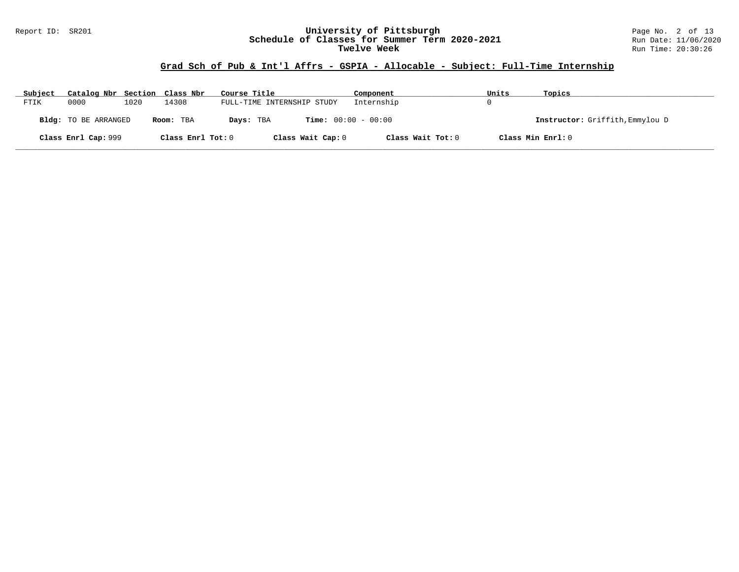## Grad Sch of Pub & Int'l Affrs - GSPIA - Allocable - Subject: Full-Time Internship

| Subject | Catalog Nbr | Section | Class Nbr | Course Title | Component | Units | Topics |
|---|---|---|---|---|---|---|---|
| FTIK | 0000 | 1020 | 14308 | FULL-TIME INTERNSHIP STUDY | Internship | 0 | |

**Bldg:** TO BE ARRANGED **Room:** TBA **Days:** TBA **Time:** 00:00 - 00:00 **Instructor:** Griffith,Emmylou D

**Class Enrl Cap:** 999 **Class Enrl Tot:** 0 **Class Wait Cap:** 0 **Class Wait Tot:** 0 **Class Min Enrl:** 0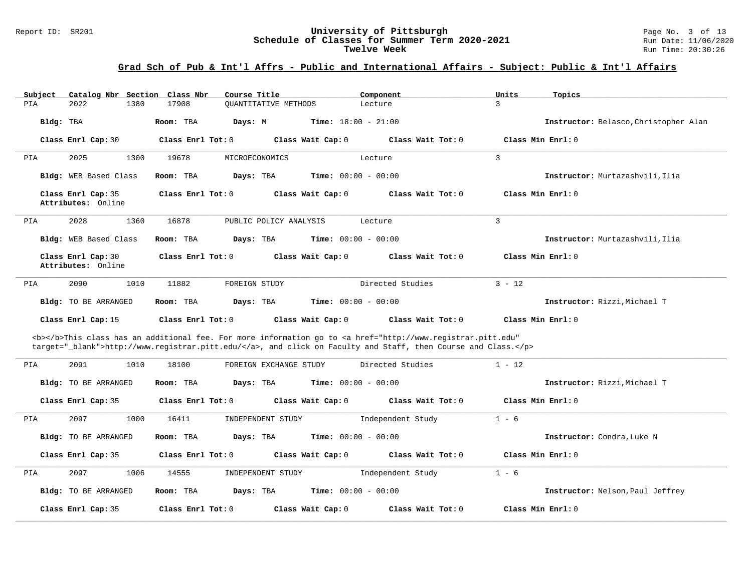## Grad Sch of Pub & Int'l Affrs - Public and International Affairs - Subject: Public & Int'l Affairs

| Subject | Catalog Nbr | Section | Class Nbr | Course Title | Component | Units | Topics |
|---|---|---|---|---|---|---|---|
| PIA | 2022 | 1380 | 17908 | QUANTITATIVE METHODS | Lecture | 3 | |

**Bldg:** TBA **Room:** TBA **Days:** M **Time:** 18:00 - 21:00 **Instructor:** Belasco,Christopher Alan

**Class Enrl Cap:** 30 **Class Enrl Tot:** 0 **Class Wait Cap:** 0 **Class Wait Tot:** 0 **Class Min Enrl:** 0

---

| Subject | Catalog Nbr | Section | Class Nbr | Course Title | Component | Units | Topics |
|---|---|---|---|---|---|---|---|
| PIA | 2025 | 1300 | 19678 | MICROECONOMICS | Lecture | 3 | |

**Bldg:** WEB Based Class **Room:** TBA **Days:** TBA **Time:** 00:00 - 00:00 **Instructor:** Murtazashvili,Ilia

**Class Enrl Cap:** 35 **Class Enrl Tot:** 0 **Class Wait Cap:** 0 **Class Wait Tot:** 0 **Class Min Enrl:** 0
**Attributes:** Online

---

| Subject | Catalog Nbr | Section | Class Nbr | Course Title | Component | Units | Topics |
|---|---|---|---|---|---|---|---|
| PIA | 2028 | 1360 | 16878 | PUBLIC POLICY ANALYSIS | Lecture | 3 | |

**Bldg:** WEB Based Class **Room:** TBA **Days:** TBA **Time:** 00:00 - 00:00 **Instructor:** Murtazashvili,Ilia

**Class Enrl Cap:** 30 **Class Enrl Tot:** 0 **Class Wait Cap:** 0 **Class Wait Tot:** 0 **Class Min Enrl:** 0
**Attributes:** Online

---

| Subject | Catalog Nbr | Section | Class Nbr | Course Title | Component | Units | Topics |
|---|---|---|---|---|---|---|---|
| PIA | 2090 | 1010 | 11882 | FOREIGN STUDY | Directed Studies | 3 - 12 | |

**Bldg:** TO BE ARRANGED **Room:** TBA **Days:** TBA **Time:** 00:00 - 00:00 **Instructor:** Rizzi,Michael T

**Class Enrl Cap:** 15 **Class Enrl Tot:** 0 **Class Wait Cap:** 0 **Class Wait Tot:** 0 **Class Min Enrl:** 0

<b></b>This class has an additional fee. For more information go to <a href="http://www.registrar.pitt.edu" target="_blank">http://www.registrar.pitt.edu/</a>, and click on Faculty and Staff, then Course and Class.</p>

---

| Subject | Catalog Nbr | Section | Class Nbr | Course Title | Component | Units | Topics |
|---|---|---|---|---|---|---|---|
| PIA | 2091 | 1010 | 18100 | FOREIGN EXCHANGE STUDY | Directed Studies | 1 - 12 | |

**Bldg:** TO BE ARRANGED **Room:** TBA **Days:** TBA **Time:** 00:00 - 00:00 **Instructor:** Rizzi,Michael T

**Class Enrl Cap:** 35 **Class Enrl Tot:** 0 **Class Wait Cap:** 0 **Class Wait Tot:** 0 **Class Min Enrl:** 0

---

| Subject | Catalog Nbr | Section | Class Nbr | Course Title | Component | Units | Topics |
|---|---|---|---|---|---|---|---|
| PIA | 2097 | 1000 | 16411 | INDEPENDENT STUDY | Independent Study | 1 - 6 | |

**Bldg:** TO BE ARRANGED **Room:** TBA **Days:** TBA **Time:** 00:00 - 00:00 **Instructor:** Condra,Luke N

**Class Enrl Cap:** 35 **Class Enrl Tot:** 0 **Class Wait Cap:** 0 **Class Wait Tot:** 0 **Class Min Enrl:** 0

---

| Subject | Catalog Nbr | Section | Class Nbr | Course Title | Component | Units | Topics |
|---|---|---|---|---|---|---|---|
| PIA | 2097 | 1006 | 14555 | INDEPENDENT STUDY | Independent Study | 1 - 6 | |

**Bldg:** TO BE ARRANGED **Room:** TBA **Days:** TBA **Time:** 00:00 - 00:00 **Instructor:** Nelson,Paul Jeffrey

**Class Enrl Cap:** 35 **Class Enrl Tot:** 0 **Class Wait Cap:** 0 **Class Wait Tot:** 0 **Class Min Enrl:** 0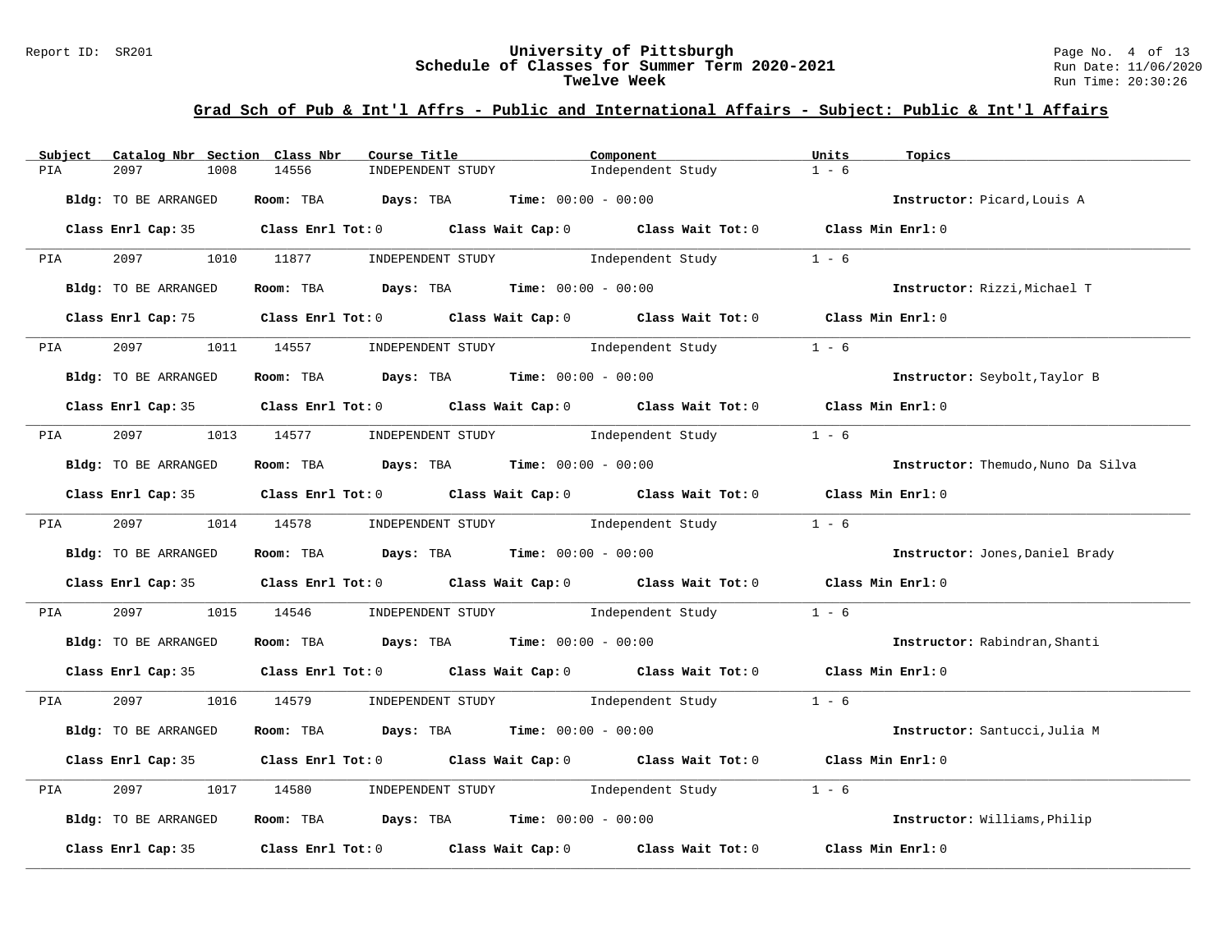## Grad Sch of Pub & Int'l Affrs - Public and International Affairs - Subject: Public & Int'l Affairs

| Subject | Catalog Nbr | Section | Class Nbr | Course Title | Component | Units | Topics |
|---|---|---|---|---|---|---|---|
| PIA | 2097 | 1008 | 14556 | INDEPENDENT STUDY | Independent Study | 1 - 6 | |

**Bldg:** TO BE ARRANGED **Room:** TBA **Days:** TBA **Time:** 00:00 - 00:00 **Instructor:** Picard,Louis A

**Class Enrl Cap:** 35 **Class Enrl Tot:** 0 **Class Wait Cap:** 0 **Class Wait Tot:** 0 **Class Min Enrl:** 0

---

| Subject | Catalog Nbr | Section | Class Nbr | Course Title | Component | Units | Topics |
|---|---|---|---|---|---|---|---|
| PIA | 2097 | 1010 | 11877 | INDEPENDENT STUDY | Independent Study | 1 - 6 | |

**Bldg:** TO BE ARRANGED **Room:** TBA **Days:** TBA **Time:** 00:00 - 00:00 **Instructor:** Rizzi,Michael T

**Class Enrl Cap:** 75 **Class Enrl Tot:** 0 **Class Wait Cap:** 0 **Class Wait Tot:** 0 **Class Min Enrl:** 0

---

| Subject | Catalog Nbr | Section | Class Nbr | Course Title | Component | Units | Topics |
|---|---|---|---|---|---|---|---|
| PIA | 2097 | 1011 | 14557 | INDEPENDENT STUDY | Independent Study | 1 - 6 | |

**Bldg:** TO BE ARRANGED **Room:** TBA **Days:** TBA **Time:** 00:00 - 00:00 **Instructor:** Seybolt,Taylor B

**Class Enrl Cap:** 35 **Class Enrl Tot:** 0 **Class Wait Cap:** 0 **Class Wait Tot:** 0 **Class Min Enrl:** 0

---

| Subject | Catalog Nbr | Section | Class Nbr | Course Title | Component | Units | Topics |
|---|---|---|---|---|---|---|---|
| PIA | 2097 | 1013 | 14577 | INDEPENDENT STUDY | Independent Study | 1 - 6 | |

**Bldg:** TO BE ARRANGED **Room:** TBA **Days:** TBA **Time:** 00:00 - 00:00 **Instructor:** Themudo,Nuno Da Silva

**Class Enrl Cap:** 35 **Class Enrl Tot:** 0 **Class Wait Cap:** 0 **Class Wait Tot:** 0 **Class Min Enrl:** 0

---

| Subject | Catalog Nbr | Section | Class Nbr | Course Title | Component | Units | Topics |
|---|---|---|---|---|---|---|---|
| PIA | 2097 | 1014 | 14578 | INDEPENDENT STUDY | Independent Study | 1 - 6 | |

**Bldg:** TO BE ARRANGED **Room:** TBA **Days:** TBA **Time:** 00:00 - 00:00 **Instructor:** Jones,Daniel Brady

**Class Enrl Cap:** 35 **Class Enrl Tot:** 0 **Class Wait Cap:** 0 **Class Wait Tot:** 0 **Class Min Enrl:** 0

---

| Subject | Catalog Nbr | Section | Class Nbr | Course Title | Component | Units | Topics |
|---|---|---|---|---|---|---|---|
| PIA | 2097 | 1015 | 14546 | INDEPENDENT STUDY | Independent Study | 1 - 6 | |

**Bldg:** TO BE ARRANGED **Room:** TBA **Days:** TBA **Time:** 00:00 - 00:00 **Instructor:** Rabindran,Shanti

**Class Enrl Cap:** 35 **Class Enrl Tot:** 0 **Class Wait Cap:** 0 **Class Wait Tot:** 0 **Class Min Enrl:** 0

---

| Subject | Catalog Nbr | Section | Class Nbr | Course Title | Component | Units | Topics |
|---|---|---|---|---|---|---|---|
| PIA | 2097 | 1016 | 14579 | INDEPENDENT STUDY | Independent Study | 1 - 6 | |

**Bldg:** TO BE ARRANGED **Room:** TBA **Days:** TBA **Time:** 00:00 - 00:00 **Instructor:** Santucci,Julia M

**Class Enrl Cap:** 35 **Class Enrl Tot:** 0 **Class Wait Cap:** 0 **Class Wait Tot:** 0 **Class Min Enrl:** 0

---

| Subject | Catalog Nbr | Section | Class Nbr | Course Title | Component | Units | Topics |
|---|---|---|---|---|---|---|---|
| PIA | 2097 | 1017 | 14580 | INDEPENDENT STUDY | Independent Study | 1 - 6 | |

**Bldg:** TO BE ARRANGED **Room:** TBA **Days:** TBA **Time:** 00:00 - 00:00 **Instructor:** Williams,Philip

**Class Enrl Cap:** 35 **Class Enrl Tot:** 0 **Class Wait Cap:** 0 **Class Wait Tot:** 0 **Class Min Enrl:** 0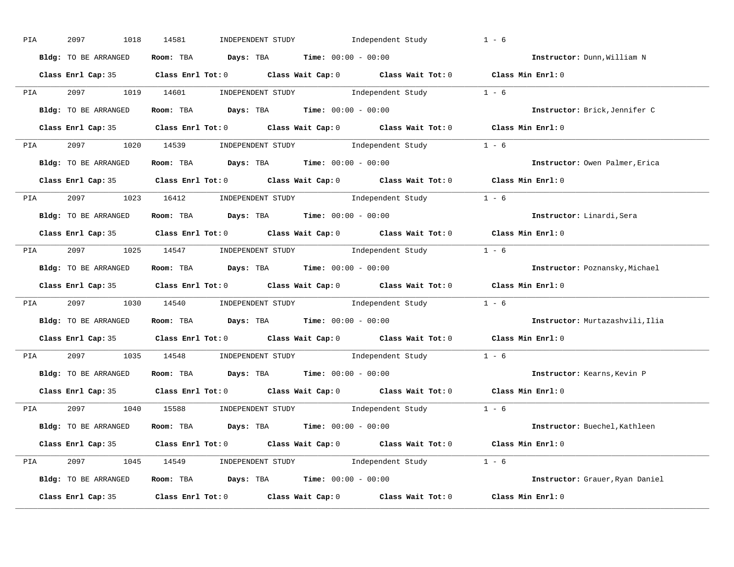PIA 2097 1018 14581 INDEPENDENT STUDY Independent Study 1 - 6

**Bldg:** TO BE ARRANGED **Room:** TBA **Days:** TBA **Time:** 00:00 - 00:00 **Instructor:** Dunn,William N

**Class Enrl Cap:** 35 **Class Enrl Tot:** 0 **Class Wait Cap:** 0 **Class Wait Tot:** 0 **Class Min Enrl:** 0

---

PIA 2097 1019 14601 INDEPENDENT STUDY Independent Study 1 - 6

**Bldg:** TO BE ARRANGED **Room:** TBA **Days:** TBA **Time:** 00:00 - 00:00 **Instructor:** Brick,Jennifer C

**Class Enrl Cap:** 35 **Class Enrl Tot:** 0 **Class Wait Cap:** 0 **Class Wait Tot:** 0 **Class Min Enrl:** 0

---

PIA 2097 1020 14539 INDEPENDENT STUDY Independent Study 1 - 6

**Bldg:** TO BE ARRANGED **Room:** TBA **Days:** TBA **Time:** 00:00 - 00:00 **Instructor:** Owen Palmer,Erica

**Class Enrl Cap:** 35 **Class Enrl Tot:** 0 **Class Wait Cap:** 0 **Class Wait Tot:** 0 **Class Min Enrl:** 0

---

PIA 2097 1023 16412 INDEPENDENT STUDY Independent Study 1 - 6

**Bldg:** TO BE ARRANGED **Room:** TBA **Days:** TBA **Time:** 00:00 - 00:00 **Instructor:** Linardi,Sera

**Class Enrl Cap:** 35 **Class Enrl Tot:** 0 **Class Wait Cap:** 0 **Class Wait Tot:** 0 **Class Min Enrl:** 0

---

PIA 2097 1025 14547 INDEPENDENT STUDY Independent Study 1 - 6

**Bldg:** TO BE ARRANGED **Room:** TBA **Days:** TBA **Time:** 00:00 - 00:00 **Instructor:** Poznansky,Michael

**Class Enrl Cap:** 35 **Class Enrl Tot:** 0 **Class Wait Cap:** 0 **Class Wait Tot:** 0 **Class Min Enrl:** 0

---

PIA 2097 1030 14540 INDEPENDENT STUDY Independent Study 1 - 6

**Bldg:** TO BE ARRANGED **Room:** TBA **Days:** TBA **Time:** 00:00 - 00:00 **Instructor:** Murtazashvili,Ilia

**Class Enrl Cap:** 35 **Class Enrl Tot:** 0 **Class Wait Cap:** 0 **Class Wait Tot:** 0 **Class Min Enrl:** 0

---

PIA 2097 1035 14548 INDEPENDENT STUDY Independent Study 1 - 6

**Bldg:** TO BE ARRANGED **Room:** TBA **Days:** TBA **Time:** 00:00 - 00:00 **Instructor:** Kearns,Kevin P

**Class Enrl Cap:** 35 **Class Enrl Tot:** 0 **Class Wait Cap:** 0 **Class Wait Tot:** 0 **Class Min Enrl:** 0

---

PIA 2097 1040 15588 INDEPENDENT STUDY Independent Study 1 - 6

**Bldg:** TO BE ARRANGED **Room:** TBA **Days:** TBA **Time:** 00:00 - 00:00 **Instructor:** Buechel,Kathleen

**Class Enrl Cap:** 35 **Class Enrl Tot:** 0 **Class Wait Cap:** 0 **Class Wait Tot:** 0 **Class Min Enrl:** 0

---

PIA 2097 1045 14549 INDEPENDENT STUDY Independent Study 1 - 6

**Bldg:** TO BE ARRANGED **Room:** TBA **Days:** TBA **Time:** 00:00 - 00:00 **Instructor:** Grauer,Ryan Daniel

**Class Enrl Cap:** 35 **Class Enrl Tot:** 0 **Class Wait Cap:** 0 **Class Wait Tot:** 0 **Class Min Enrl:** 0

---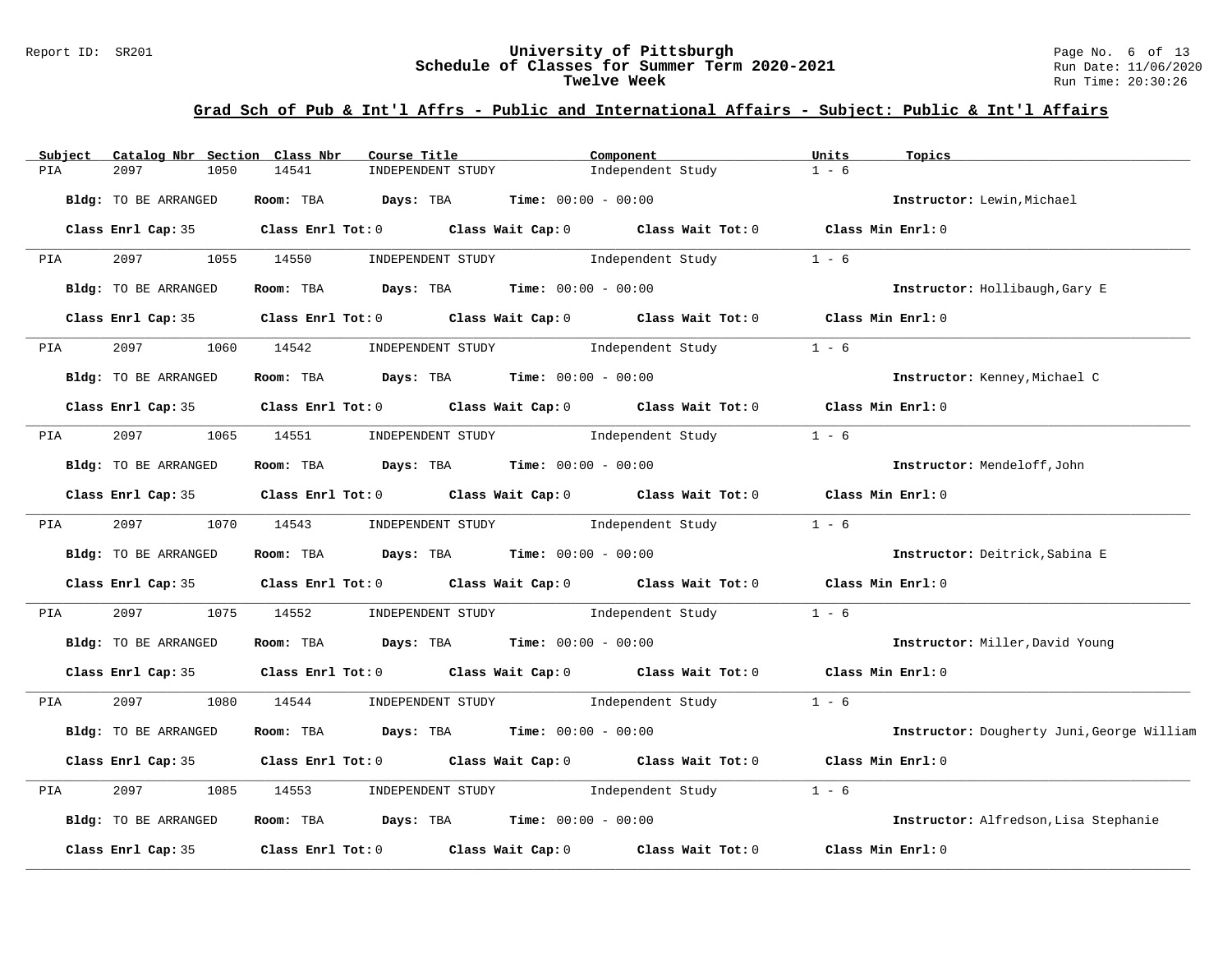## Grad Sch of Pub & Int'l Affrs - Public and International Affairs - Subject: Public & Int'l Affairs

| Subject | Catalog Nbr | Section | Class Nbr | Course Title | Component | Units | Topics |
|---|---|---|---|---|---|---|---|
| PIA | 2097 | 1050 | 14541 | INDEPENDENT STUDY | Independent Study | 1 - 6 | |

**Bldg:** TO BE ARRANGED **Room:** TBA **Days:** TBA **Time:** 00:00 - 00:00 **Instructor:** Lewin,Michael

**Class Enrl Cap:** 35 **Class Enrl Tot:** 0 **Class Wait Cap:** 0 **Class Wait Tot:** 0 **Class Min Enrl:** 0

---

| Subject | Catalog Nbr | Section | Class Nbr | Course Title | Component | Units | Topics |
|---|---|---|---|---|---|---|---|
| PIA | 2097 | 1055 | 14550 | INDEPENDENT STUDY | Independent Study | 1 - 6 | |

**Bldg:** TO BE ARRANGED **Room:** TBA **Days:** TBA **Time:** 00:00 - 00:00 **Instructor:** Hollibaugh,Gary E

**Class Enrl Cap:** 35 **Class Enrl Tot:** 0 **Class Wait Cap:** 0 **Class Wait Tot:** 0 **Class Min Enrl:** 0

---

| Subject | Catalog Nbr | Section | Class Nbr | Course Title | Component | Units | Topics |
|---|---|---|---|---|---|---|---|
| PIA | 2097 | 1060 | 14542 | INDEPENDENT STUDY | Independent Study | 1 - 6 | |

**Bldg:** TO BE ARRANGED **Room:** TBA **Days:** TBA **Time:** 00:00 - 00:00 **Instructor:** Kenney,Michael C

**Class Enrl Cap:** 35 **Class Enrl Tot:** 0 **Class Wait Cap:** 0 **Class Wait Tot:** 0 **Class Min Enrl:** 0

---

| Subject | Catalog Nbr | Section | Class Nbr | Course Title | Component | Units | Topics |
|---|---|---|---|---|---|---|---|
| PIA | 2097 | 1065 | 14551 | INDEPENDENT STUDY | Independent Study | 1 - 6 | |

**Bldg:** TO BE ARRANGED **Room:** TBA **Days:** TBA **Time:** 00:00 - 00:00 **Instructor:** Mendeloff,John

**Class Enrl Cap:** 35 **Class Enrl Tot:** 0 **Class Wait Cap:** 0 **Class Wait Tot:** 0 **Class Min Enrl:** 0

---

| Subject | Catalog Nbr | Section | Class Nbr | Course Title | Component | Units | Topics |
|---|---|---|---|---|---|---|---|
| PIA | 2097 | 1070 | 14543 | INDEPENDENT STUDY | Independent Study | 1 - 6 | |

**Bldg:** TO BE ARRANGED **Room:** TBA **Days:** TBA **Time:** 00:00 - 00:00 **Instructor:** Deitrick,Sabina E

**Class Enrl Cap:** 35 **Class Enrl Tot:** 0 **Class Wait Cap:** 0 **Class Wait Tot:** 0 **Class Min Enrl:** 0

---

| Subject | Catalog Nbr | Section | Class Nbr | Course Title | Component | Units | Topics |
|---|---|---|---|---|---|---|---|
| PIA | 2097 | 1075 | 14552 | INDEPENDENT STUDY | Independent Study | 1 - 6 | |

**Bldg:** TO BE ARRANGED **Room:** TBA **Days:** TBA **Time:** 00:00 - 00:00 **Instructor:** Miller,David Young

**Class Enrl Cap:** 35 **Class Enrl Tot:** 0 **Class Wait Cap:** 0 **Class Wait Tot:** 0 **Class Min Enrl:** 0

---

| Subject | Catalog Nbr | Section | Class Nbr | Course Title | Component | Units | Topics |
|---|---|---|---|---|---|---|---|
| PIA | 2097 | 1080 | 14544 | INDEPENDENT STUDY | Independent Study | 1 - 6 | |

**Bldg:** TO BE ARRANGED **Room:** TBA **Days:** TBA **Time:** 00:00 - 00:00 **Instructor:** Dougherty Juni,George William

**Class Enrl Cap:** 35 **Class Enrl Tot:** 0 **Class Wait Cap:** 0 **Class Wait Tot:** 0 **Class Min Enrl:** 0

---

| Subject | Catalog Nbr | Section | Class Nbr | Course Title | Component | Units | Topics |
|---|---|---|---|---|---|---|---|
| PIA | 2097 | 1085 | 14553 | INDEPENDENT STUDY | Independent Study | 1 - 6 | |

**Bldg:** TO BE ARRANGED **Room:** TBA **Days:** TBA **Time:** 00:00 - 00:00 **Instructor:** Alfredson,Lisa Stephanie

**Class Enrl Cap:** 35 **Class Enrl Tot:** 0 **Class Wait Cap:** 0 **Class Wait Tot:** 0 **Class Min Enrl:** 0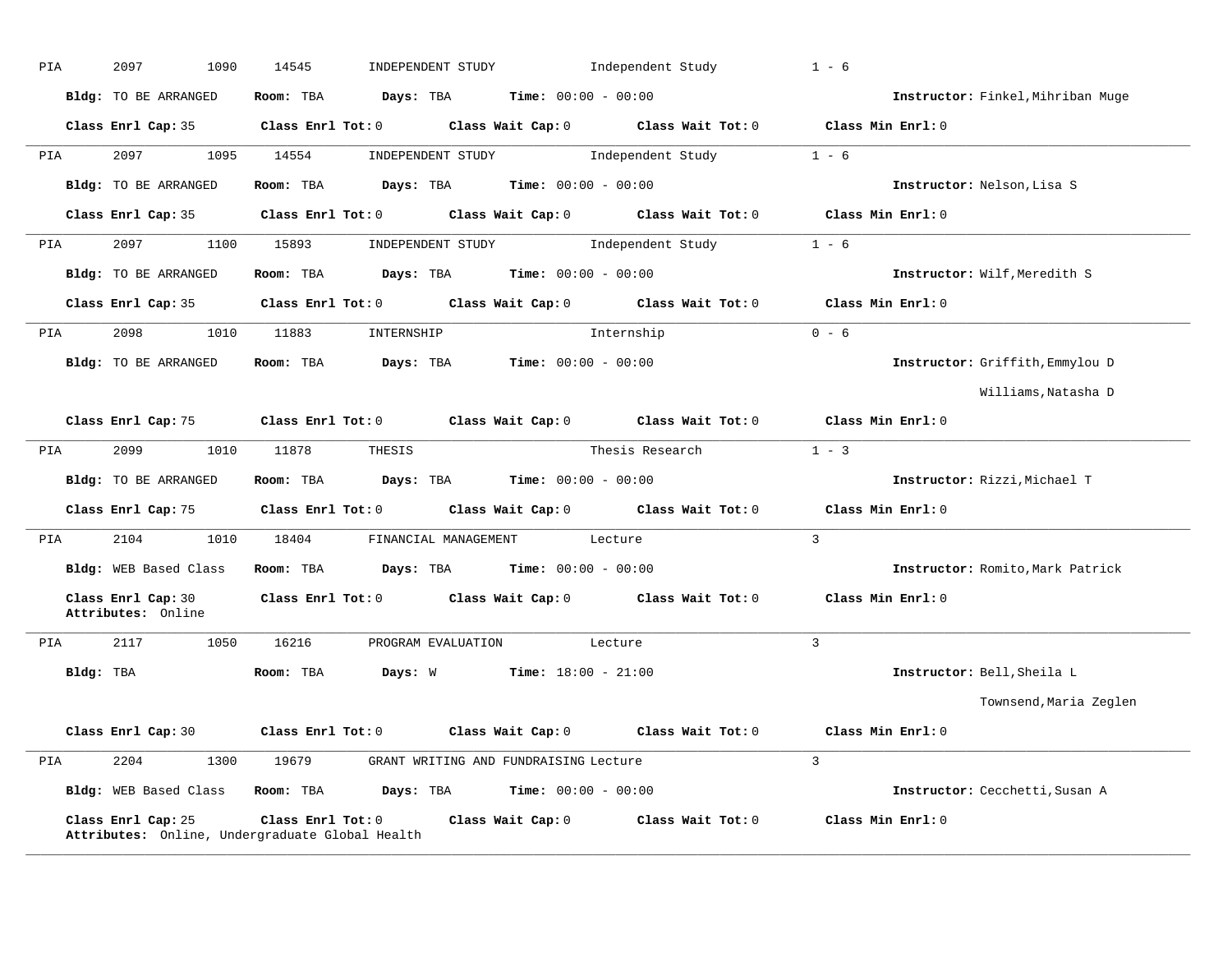PIA 2097 1090 14545 INDEPENDENT STUDY Independent Study 1 - 6

**Bldg:** TO BE ARRANGED **Room:** TBA **Days:** TBA **Time:** 00:00 - 00:00 **Instructor:** Finkel,Mihriban Muge

**Class Enrl Cap:** 35 **Class Enrl Tot:** 0 **Class Wait Cap:** 0 **Class Wait Tot:** 0 **Class Min Enrl:** 0

---

PIA 2097 1095 14554 INDEPENDENT STUDY Independent Study 1 - 6

**Bldg:** TO BE ARRANGED **Room:** TBA **Days:** TBA **Time:** 00:00 - 00:00 **Instructor:** Nelson,Lisa S

**Class Enrl Cap:** 35 **Class Enrl Tot:** 0 **Class Wait Cap:** 0 **Class Wait Tot:** 0 **Class Min Enrl:** 0

---

PIA 2097 1100 15893 INDEPENDENT STUDY Independent Study 1 - 6

**Bldg:** TO BE ARRANGED **Room:** TBA **Days:** TBA **Time:** 00:00 - 00:00 **Instructor:** Wilf,Meredith S

**Class Enrl Cap:** 35 **Class Enrl Tot:** 0 **Class Wait Cap:** 0 **Class Wait Tot:** 0 **Class Min Enrl:** 0

---

PIA 2098 1010 11883 INTERNSHIP Internship 0 - 6

**Bldg:** TO BE ARRANGED **Room:** TBA **Days:** TBA **Time:** 00:00 - 00:00 **Instructor:** Griffith,Emmylou D
Williams,Natasha D

**Class Enrl Cap:** 75 **Class Enrl Tot:** 0 **Class Wait Cap:** 0 **Class Wait Tot:** 0 **Class Min Enrl:** 0

---

PIA 2099 1010 11878 THESIS Thesis Research 1 - 3

**Bldg:** TO BE ARRANGED **Room:** TBA **Days:** TBA **Time:** 00:00 - 00:00 **Instructor:** Rizzi,Michael T

**Class Enrl Cap:** 75 **Class Enrl Tot:** 0 **Class Wait Cap:** 0 **Class Wait Tot:** 0 **Class Min Enrl:** 0

---

PIA 2104 1010 18404 FINANCIAL MANAGEMENT Lecture 3

**Bldg:** WEB Based Class **Room:** TBA **Days:** TBA **Time:** 00:00 - 00:00 **Instructor:** Romito,Mark Patrick

**Class Enrl Cap:** 30 **Class Enrl Tot:** 0 **Class Wait Cap:** 0 **Class Wait Tot:** 0 **Class Min Enrl:** 0
**Attributes:** Online

---

PIA 2117 1050 16216 PROGRAM EVALUATION Lecture 3

**Bldg:** TBA **Room:** TBA **Days:** W **Time:** 18:00 - 21:00 **Instructor:** Bell,Sheila L
Townsend,Maria Zeglen

**Class Enrl Cap:** 30 **Class Enrl Tot:** 0 **Class Wait Cap:** 0 **Class Wait Tot:** 0 **Class Min Enrl:** 0

---

PIA 2204 1300 19679 GRANT WRITING AND FUNDRAISING Lecture 3

**Bldg:** WEB Based Class **Room:** TBA **Days:** TBA **Time:** 00:00 - 00:00 **Instructor:** Cecchetti,Susan A

**Class Enrl Cap:** 25 **Class Enrl Tot:** 0 **Class Wait Cap:** 0 **Class Wait Tot:** 0 **Class Min Enrl:** 0
**Attributes:** Online, Undergraduate Global Health

---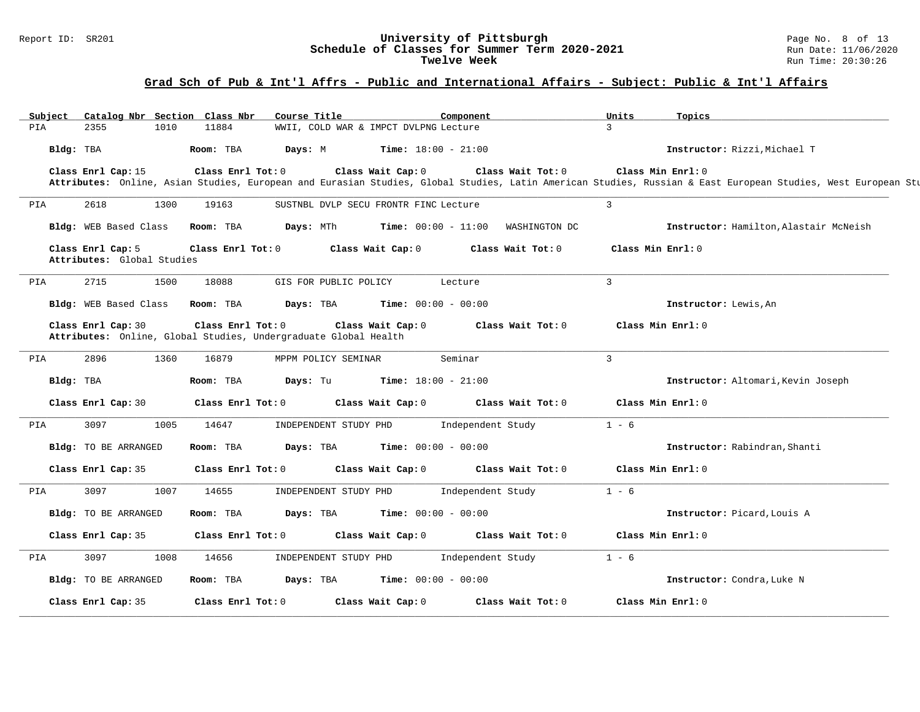## Grad Sch of Pub & Int'l Affrs - Public and International Affairs - Subject: Public & Int'l Affairs

| Subject | Catalog Nbr | Section | Class Nbr | Course Title | Component | Units | Topics |
|---|---|---|---|---|---|---|---|
| PIA | 2355 | 1010 | 11884 | WWII, COLD WAR & IMPCT DVLPNG | Lecture | 3 | |

**Bldg:** TBA **Room:** TBA **Days:** M **Time:** 18:00 - 21:00 **Instructor:** Rizzi,Michael T

**Class Enrl Cap:** 15 **Class Enrl Tot:** 0 **Class Wait Cap:** 0 **Class Wait Tot:** 0 **Class Min Enrl:** 0

**Attributes:** Online, Asian Studies, European and Eurasian Studies, Global Studies, Latin American Studies, Russian & East European Studies, West European Stu

---

| Subject | Catalog Nbr | Section | Class Nbr | Course Title | Component | Units | Topics |
|---|---|---|---|---|---|---|---|
| PIA | 2618 | 1300 | 19163 | SUSTNBL DVLP SECU FRONTR FINC | Lecture | 3 | |

**Bldg:** WEB Based Class **Room:** TBA **Days:** MTh **Time:** 00:00 - 11:00 WASHINGTON DC **Instructor:** Hamilton,Alastair McNeish

**Class Enrl Cap:** 5 **Class Enrl Tot:** 0 **Class Wait Cap:** 0 **Class Wait Tot:** 0 **Class Min Enrl:** 0

**Attributes:** Global Studies

---

| Subject | Catalog Nbr | Section | Class Nbr | Course Title | Component | Units | Topics |
|---|---|---|---|---|---|---|---|
| PIA | 2715 | 1500 | 18088 | GIS FOR PUBLIC POLICY | Lecture | 3 | |

**Bldg:** WEB Based Class **Room:** TBA **Days:** TBA **Time:** 00:00 - 00:00 **Instructor:** Lewis,An

**Class Enrl Cap:** 30 **Class Enrl Tot:** 0 **Class Wait Cap:** 0 **Class Wait Tot:** 0 **Class Min Enrl:** 0

**Attributes:** Online, Global Studies, Undergraduate Global Health

---

| Subject | Catalog Nbr | Section | Class Nbr | Course Title | Component | Units | Topics |
|---|---|---|---|---|---|---|---|
| PIA | 2896 | 1360 | 16879 | MPPM POLICY SEMINAR | Seminar | 3 | |

**Bldg:** TBA **Room:** TBA **Days:** Tu **Time:** 18:00 - 21:00 **Instructor:** Altomari,Kevin Joseph

**Class Enrl Cap:** 30 **Class Enrl Tot:** 0 **Class Wait Cap:** 0 **Class Wait Tot:** 0 **Class Min Enrl:** 0

---

| Subject | Catalog Nbr | Section | Class Nbr | Course Title | Component | Units | Topics |
|---|---|---|---|---|---|---|---|
| PIA | 3097 | 1005 | 14647 | INDEPENDENT STUDY PHD | Independent Study | 1 - 6 | |

**Bldg:** TO BE ARRANGED **Room:** TBA **Days:** TBA **Time:** 00:00 - 00:00 **Instructor:** Rabindran,Shanti

**Class Enrl Cap:** 35 **Class Enrl Tot:** 0 **Class Wait Cap:** 0 **Class Wait Tot:** 0 **Class Min Enrl:** 0

---

| Subject | Catalog Nbr | Section | Class Nbr | Course Title | Component | Units | Topics |
|---|---|---|---|---|---|---|---|
| PIA | 3097 | 1007 | 14655 | INDEPENDENT STUDY PHD | Independent Study | 1 - 6 | |

**Bldg:** TO BE ARRANGED **Room:** TBA **Days:** TBA **Time:** 00:00 - 00:00 **Instructor:** Picard,Louis A

**Class Enrl Cap:** 35 **Class Enrl Tot:** 0 **Class Wait Cap:** 0 **Class Wait Tot:** 0 **Class Min Enrl:** 0

---

| Subject | Catalog Nbr | Section | Class Nbr | Course Title | Component | Units | Topics |
|---|---|---|---|---|---|---|---|
| PIA | 3097 | 1008 | 14656 | INDEPENDENT STUDY PHD | Independent Study | 1 - 6 | |

**Bldg:** TO BE ARRANGED **Room:** TBA **Days:** TBA **Time:** 00:00 - 00:00 **Instructor:** Condra,Luke N

**Class Enrl Cap:** 35 **Class Enrl Tot:** 0 **Class Wait Cap:** 0 **Class Wait Tot:** 0 **Class Min Enrl:** 0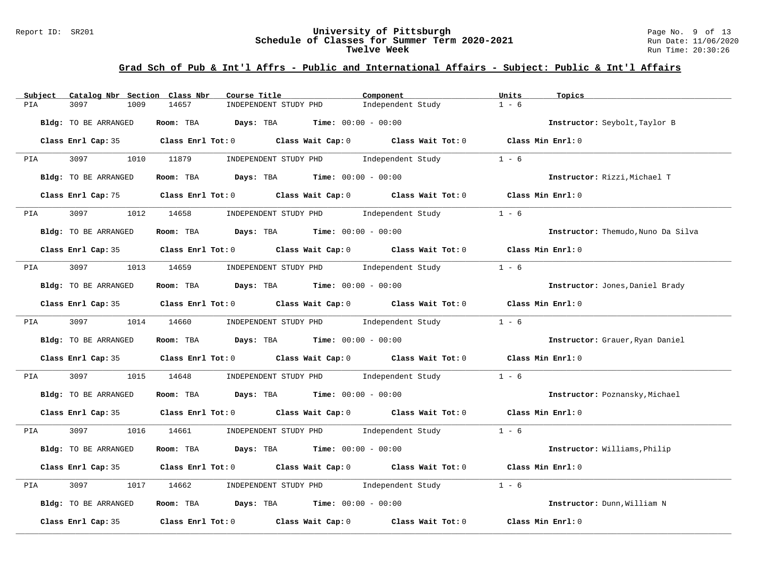## Grad Sch of Pub & Int'l Affrs - Public and International Affairs - Subject: Public & Int'l Affairs

| Subject | Catalog Nbr | Section | Class Nbr | Course Title | Component | Units | Topics |
|---|---|---|---|---|---|---|---|
| PIA | 3097 | 1009 | 14657 | INDEPENDENT STUDY PHD | Independent Study | 1 - 6 | |

**Bldg:** TO BE ARRANGED **Room:** TBA **Days:** TBA **Time:** 00:00 - 00:00 **Instructor:** Seybolt,Taylor B

**Class Enrl Cap:** 35 **Class Enrl Tot:** 0 **Class Wait Cap:** 0 **Class Wait Tot:** 0 **Class Min Enrl:** 0

| Subject | Catalog Nbr | Section | Class Nbr | Course Title | Component | Units | Topics |
|---|---|---|---|---|---|---|---|
| PIA | 3097 | 1010 | 11879 | INDEPENDENT STUDY PHD | Independent Study | 1 - 6 | |

**Bldg:** TO BE ARRANGED **Room:** TBA **Days:** TBA **Time:** 00:00 - 00:00 **Instructor:** Rizzi,Michael T

**Class Enrl Cap:** 75 **Class Enrl Tot:** 0 **Class Wait Cap:** 0 **Class Wait Tot:** 0 **Class Min Enrl:** 0

| Subject | Catalog Nbr | Section | Class Nbr | Course Title | Component | Units | Topics |
|---|---|---|---|---|---|---|---|
| PIA | 3097 | 1012 | 14658 | INDEPENDENT STUDY PHD | Independent Study | 1 - 6 | |

**Bldg:** TO BE ARRANGED **Room:** TBA **Days:** TBA **Time:** 00:00 - 00:00 **Instructor:** Themudo,Nuno Da Silva

**Class Enrl Cap:** 35 **Class Enrl Tot:** 0 **Class Wait Cap:** 0 **Class Wait Tot:** 0 **Class Min Enrl:** 0

| Subject | Catalog Nbr | Section | Class Nbr | Course Title | Component | Units | Topics |
|---|---|---|---|---|---|---|---|
| PIA | 3097 | 1013 | 14659 | INDEPENDENT STUDY PHD | Independent Study | 1 - 6 | |

**Bldg:** TO BE ARRANGED **Room:** TBA **Days:** TBA **Time:** 00:00 - 00:00 **Instructor:** Jones,Daniel Brady

**Class Enrl Cap:** 35 **Class Enrl Tot:** 0 **Class Wait Cap:** 0 **Class Wait Tot:** 0 **Class Min Enrl:** 0

| Subject | Catalog Nbr | Section | Class Nbr | Course Title | Component | Units | Topics |
|---|---|---|---|---|---|---|---|
| PIA | 3097 | 1014 | 14660 | INDEPENDENT STUDY PHD | Independent Study | 1 - 6 | |

**Bldg:** TO BE ARRANGED **Room:** TBA **Days:** TBA **Time:** 00:00 - 00:00 **Instructor:** Grauer,Ryan Daniel

**Class Enrl Cap:** 35 **Class Enrl Tot:** 0 **Class Wait Cap:** 0 **Class Wait Tot:** 0 **Class Min Enrl:** 0

| Subject | Catalog Nbr | Section | Class Nbr | Course Title | Component | Units | Topics |
|---|---|---|---|---|---|---|---|
| PIA | 3097 | 1015 | 14648 | INDEPENDENT STUDY PHD | Independent Study | 1 - 6 | |

**Bldg:** TO BE ARRANGED **Room:** TBA **Days:** TBA **Time:** 00:00 - 00:00 **Instructor:** Poznansky,Michael

**Class Enrl Cap:** 35 **Class Enrl Tot:** 0 **Class Wait Cap:** 0 **Class Wait Tot:** 0 **Class Min Enrl:** 0

| Subject | Catalog Nbr | Section | Class Nbr | Course Title | Component | Units | Topics |
|---|---|---|---|---|---|---|---|
| PIA | 3097 | 1016 | 14661 | INDEPENDENT STUDY PHD | Independent Study | 1 - 6 | |

**Bldg:** TO BE ARRANGED **Room:** TBA **Days:** TBA **Time:** 00:00 - 00:00 **Instructor:** Williams,Philip

**Class Enrl Cap:** 35 **Class Enrl Tot:** 0 **Class Wait Cap:** 0 **Class Wait Tot:** 0 **Class Min Enrl:** 0

| Subject | Catalog Nbr | Section | Class Nbr | Course Title | Component | Units | Topics |
|---|---|---|---|---|---|---|---|
| PIA | 3097 | 1017 | 14662 | INDEPENDENT STUDY PHD | Independent Study | 1 - 6 | |

**Bldg:** TO BE ARRANGED **Room:** TBA **Days:** TBA **Time:** 00:00 - 00:00 **Instructor:** Dunn,William N

**Class Enrl Cap:** 35 **Class Enrl Tot:** 0 **Class Wait Cap:** 0 **Class Wait Tot:** 0 **Class Min Enrl:** 0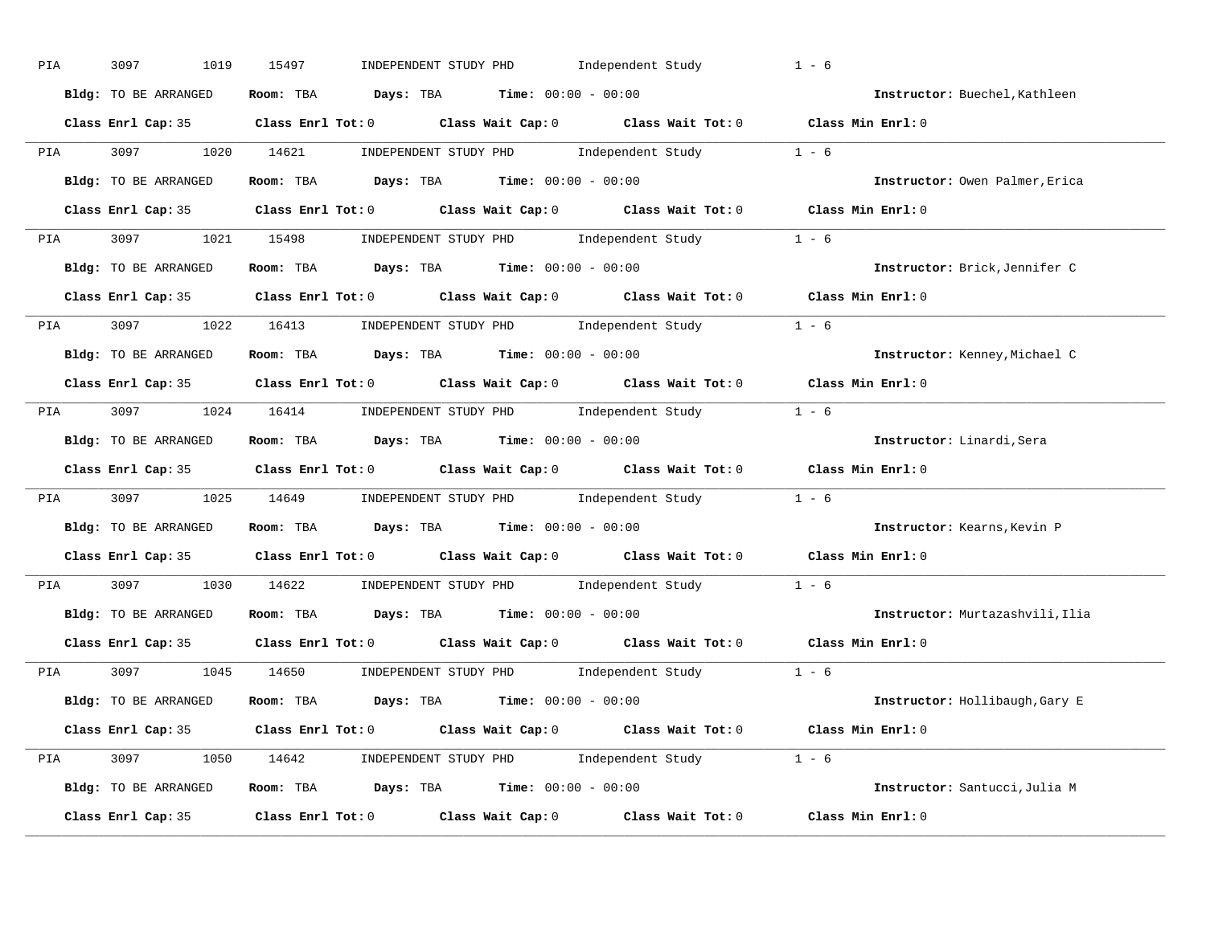PIA 3097 1019 15497 INDEPENDENT STUDY PHD Independent Study 1 - 6

**Bldg:** TO BE ARRANGED **Room:** TBA **Days:** TBA **Time:** 00:00 - 00:00 **Instructor:** Buechel,Kathleen

**Class Enrl Cap:** 35 **Class Enrl Tot:** 0 **Class Wait Cap:** 0 **Class Wait Tot:** 0 **Class Min Enrl:** 0

---

PIA 3097 1020 14621 INDEPENDENT STUDY PHD Independent Study 1 - 6

**Bldg:** TO BE ARRANGED **Room:** TBA **Days:** TBA **Time:** 00:00 - 00:00 **Instructor:** Owen Palmer,Erica

**Class Enrl Cap:** 35 **Class Enrl Tot:** 0 **Class Wait Cap:** 0 **Class Wait Tot:** 0 **Class Min Enrl:** 0

---

PIA 3097 1021 15498 INDEPENDENT STUDY PHD Independent Study 1 - 6

**Bldg:** TO BE ARRANGED **Room:** TBA **Days:** TBA **Time:** 00:00 - 00:00 **Instructor:** Brick,Jennifer C

**Class Enrl Cap:** 35 **Class Enrl Tot:** 0 **Class Wait Cap:** 0 **Class Wait Tot:** 0 **Class Min Enrl:** 0

---

PIA 3097 1022 16413 INDEPENDENT STUDY PHD Independent Study 1 - 6

**Bldg:** TO BE ARRANGED **Room:** TBA **Days:** TBA **Time:** 00:00 - 00:00 **Instructor:** Kenney,Michael C

**Class Enrl Cap:** 35 **Class Enrl Tot:** 0 **Class Wait Cap:** 0 **Class Wait Tot:** 0 **Class Min Enrl:** 0

---

PIA 3097 1024 16414 INDEPENDENT STUDY PHD Independent Study 1 - 6

**Bldg:** TO BE ARRANGED **Room:** TBA **Days:** TBA **Time:** 00:00 - 00:00 **Instructor:** Linardi,Sera

**Class Enrl Cap:** 35 **Class Enrl Tot:** 0 **Class Wait Cap:** 0 **Class Wait Tot:** 0 **Class Min Enrl:** 0

---

PIA 3097 1025 14649 INDEPENDENT STUDY PHD Independent Study 1 - 6

**Bldg:** TO BE ARRANGED **Room:** TBA **Days:** TBA **Time:** 00:00 - 00:00 **Instructor:** Kearns,Kevin P

**Class Enrl Cap:** 35 **Class Enrl Tot:** 0 **Class Wait Cap:** 0 **Class Wait Tot:** 0 **Class Min Enrl:** 0

---

PIA 3097 1030 14622 INDEPENDENT STUDY PHD Independent Study 1 - 6

**Bldg:** TO BE ARRANGED **Room:** TBA **Days:** TBA **Time:** 00:00 - 00:00 **Instructor:** Murtazashvili,Ilia

**Class Enrl Cap:** 35 **Class Enrl Tot:** 0 **Class Wait Cap:** 0 **Class Wait Tot:** 0 **Class Min Enrl:** 0

---

PIA 3097 1045 14650 INDEPENDENT STUDY PHD Independent Study 1 - 6

**Bldg:** TO BE ARRANGED **Room:** TBA **Days:** TBA **Time:** 00:00 - 00:00 **Instructor:** Hollibaugh,Gary E

**Class Enrl Cap:** 35 **Class Enrl Tot:** 0 **Class Wait Cap:** 0 **Class Wait Tot:** 0 **Class Min Enrl:** 0

---

PIA 3097 1050 14642 INDEPENDENT STUDY PHD Independent Study 1 - 6

**Bldg:** TO BE ARRANGED **Room:** TBA **Days:** TBA **Time:** 00:00 - 00:00 **Instructor:** Santucci,Julia M

**Class Enrl Cap:** 35 **Class Enrl Tot:** 0 **Class Wait Cap:** 0 **Class Wait Tot:** 0 **Class Min Enrl:** 0

---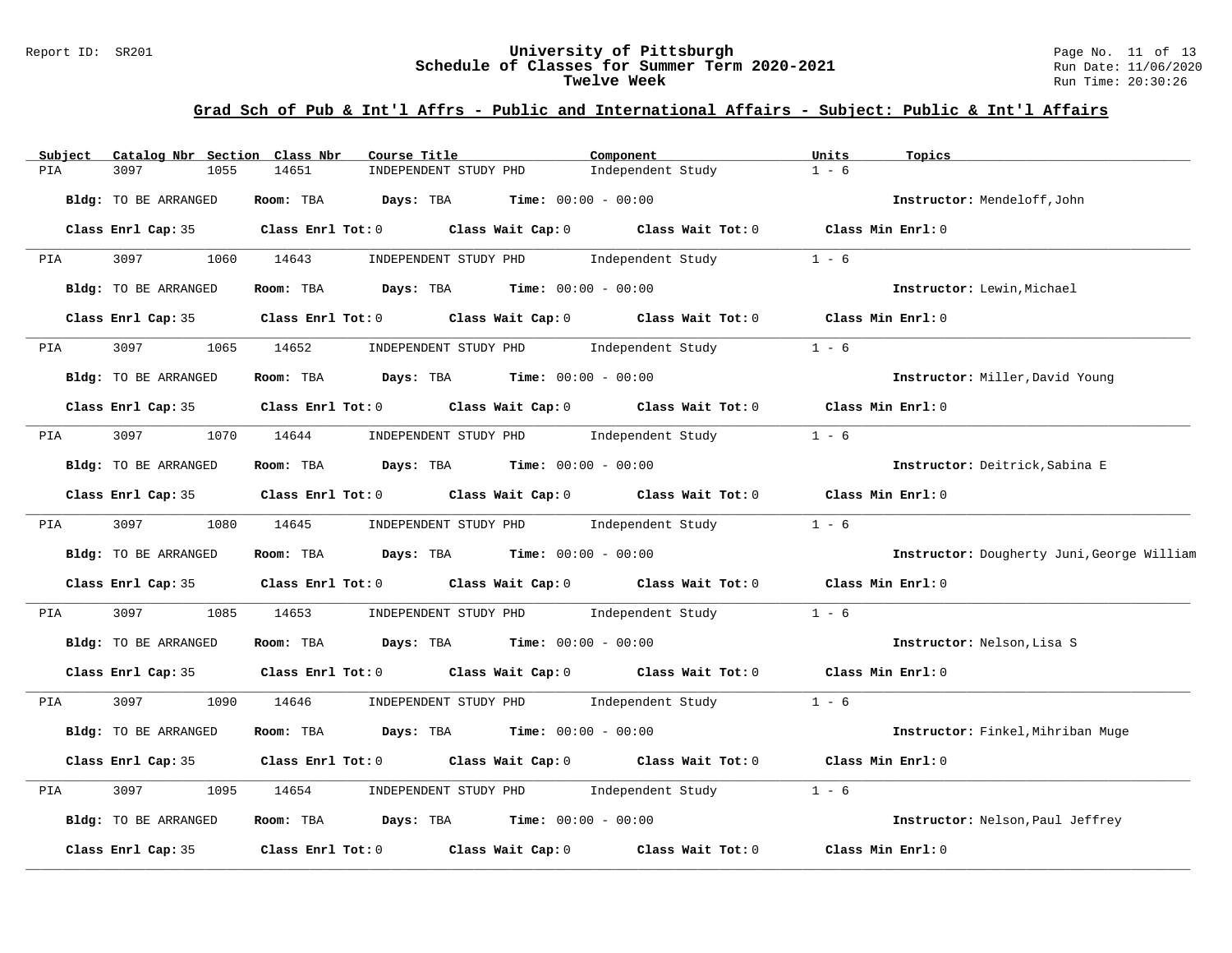## Grad Sch of Pub & Int'l Affrs - Public and International Affairs - Subject: Public & Int'l Affairs

| Subject | Catalog Nbr | Section | Class Nbr | Course Title | Component | Units | Topics |
|---|---|---|---|---|---|---|---|
| PIA | 3097 | 1055 | 14651 | INDEPENDENT STUDY PHD | Independent Study | 1 - 6 | |

**Bldg:** TO BE ARRANGED **Room:** TBA **Days:** TBA **Time:** 00:00 - 00:00 **Instructor:** Mendeloff,John

**Class Enrl Cap:** 35 **Class Enrl Tot:** 0 **Class Wait Cap:** 0 **Class Wait Tot:** 0 **Class Min Enrl:** 0

| Subject | Catalog Nbr | Section | Class Nbr | Course Title | Component | Units | Topics |
|---|---|---|---|---|---|---|---|
| PIA | 3097 | 1060 | 14643 | INDEPENDENT STUDY PHD | Independent Study | 1 - 6 | |

**Bldg:** TO BE ARRANGED **Room:** TBA **Days:** TBA **Time:** 00:00 - 00:00 **Instructor:** Lewin,Michael

**Class Enrl Cap:** 35 **Class Enrl Tot:** 0 **Class Wait Cap:** 0 **Class Wait Tot:** 0 **Class Min Enrl:** 0

| Subject | Catalog Nbr | Section | Class Nbr | Course Title | Component | Units | Topics |
|---|---|---|---|---|---|---|---|
| PIA | 3097 | 1065 | 14652 | INDEPENDENT STUDY PHD | Independent Study | 1 - 6 | |

**Bldg:** TO BE ARRANGED **Room:** TBA **Days:** TBA **Time:** 00:00 - 00:00 **Instructor:** Miller,David Young

**Class Enrl Cap:** 35 **Class Enrl Tot:** 0 **Class Wait Cap:** 0 **Class Wait Tot:** 0 **Class Min Enrl:** 0

| Subject | Catalog Nbr | Section | Class Nbr | Course Title | Component | Units | Topics |
|---|---|---|---|---|---|---|---|
| PIA | 3097 | 1070 | 14644 | INDEPENDENT STUDY PHD | Independent Study | 1 - 6 | |

**Bldg:** TO BE ARRANGED **Room:** TBA **Days:** TBA **Time:** 00:00 - 00:00 **Instructor:** Deitrick,Sabina E

**Class Enrl Cap:** 35 **Class Enrl Tot:** 0 **Class Wait Cap:** 0 **Class Wait Tot:** 0 **Class Min Enrl:** 0

| Subject | Catalog Nbr | Section | Class Nbr | Course Title | Component | Units | Topics |
|---|---|---|---|---|---|---|---|
| PIA | 3097 | 1080 | 14645 | INDEPENDENT STUDY PHD | Independent Study | 1 - 6 | |

**Bldg:** TO BE ARRANGED **Room:** TBA **Days:** TBA **Time:** 00:00 - 00:00 **Instructor:** Dougherty Juni,George William

**Class Enrl Cap:** 35 **Class Enrl Tot:** 0 **Class Wait Cap:** 0 **Class Wait Tot:** 0 **Class Min Enrl:** 0

| Subject | Catalog Nbr | Section | Class Nbr | Course Title | Component | Units | Topics |
|---|---|---|---|---|---|---|---|
| PIA | 3097 | 1085 | 14653 | INDEPENDENT STUDY PHD | Independent Study | 1 - 6 | |

**Bldg:** TO BE ARRANGED **Room:** TBA **Days:** TBA **Time:** 00:00 - 00:00 **Instructor:** Nelson,Lisa S

**Class Enrl Cap:** 35 **Class Enrl Tot:** 0 **Class Wait Cap:** 0 **Class Wait Tot:** 0 **Class Min Enrl:** 0

| Subject | Catalog Nbr | Section | Class Nbr | Course Title | Component | Units | Topics |
|---|---|---|---|---|---|---|---|
| PIA | 3097 | 1090 | 14646 | INDEPENDENT STUDY PHD | Independent Study | 1 - 6 | |

**Bldg:** TO BE ARRANGED **Room:** TBA **Days:** TBA **Time:** 00:00 - 00:00 **Instructor:** Finkel,Mihriban Muge

**Class Enrl Cap:** 35 **Class Enrl Tot:** 0 **Class Wait Cap:** 0 **Class Wait Tot:** 0 **Class Min Enrl:** 0

| Subject | Catalog Nbr | Section | Class Nbr | Course Title | Component | Units | Topics |
|---|---|---|---|---|---|---|---|
| PIA | 3097 | 1095 | 14654 | INDEPENDENT STUDY PHD | Independent Study | 1 - 6 | |

**Bldg:** TO BE ARRANGED **Room:** TBA **Days:** TBA **Time:** 00:00 - 00:00 **Instructor:** Nelson,Paul Jeffrey

**Class Enrl Cap:** 35 **Class Enrl Tot:** 0 **Class Wait Cap:** 0 **Class Wait Tot:** 0 **Class Min Enrl:** 0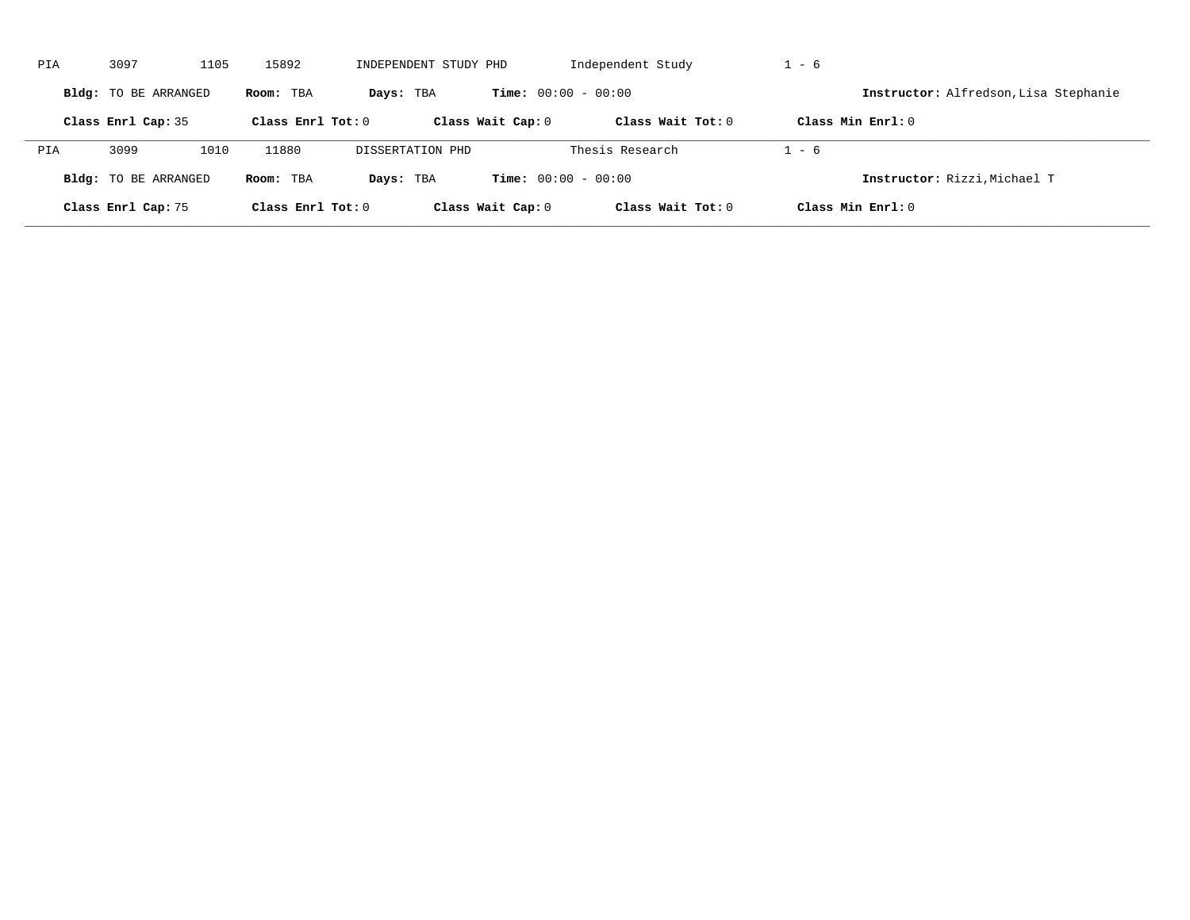PIA 3097 1105 15892 INDEPENDENT STUDY PHD Independent Study 1 - 6

**Bldg:** TO BE ARRANGED **Room:** TBA **Days:** TBA **Time:** 00:00 - 00:00 **Instructor:** Alfredson,Lisa Stephanie

**Class Enrl Cap:** 35 **Class Enrl Tot:** 0 **Class Wait Cap:** 0 **Class Wait Tot:** 0 **Class Min Enrl:** 0

---

PIA 3099 1010 11880 DISSERTATION PHD Thesis Research 1 - 6

**Bldg:** TO BE ARRANGED **Room:** TBA **Days:** TBA **Time:** 00:00 - 00:00 **Instructor:** Rizzi,Michael T

**Class Enrl Cap:** 75 **Class Enrl Tot:** 0 **Class Wait Cap:** 0 **Class Wait Tot:** 0 **Class Min Enrl:** 0

---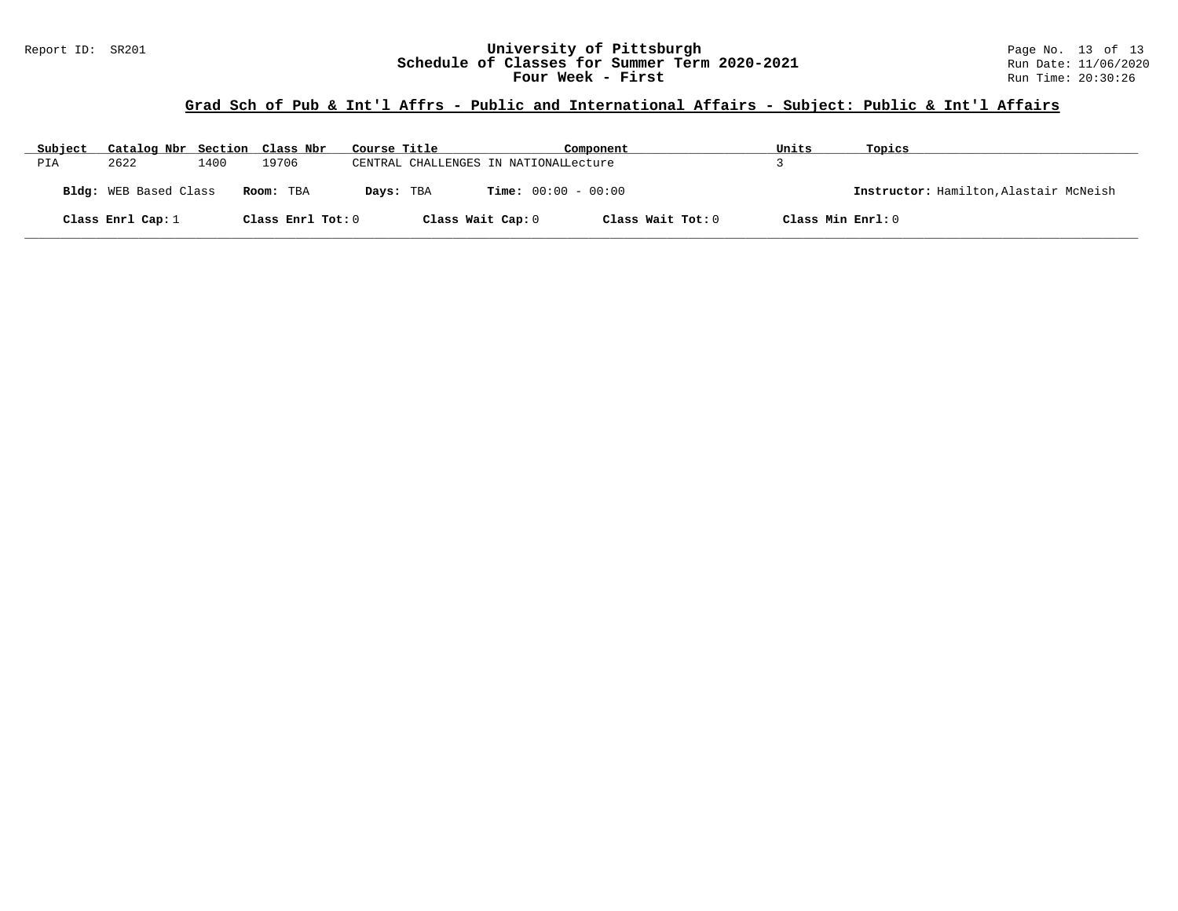# University of Pittsburgh
## Schedule of Classes for Summer Term 2020-2021
## Four Week - First

Report ID: SR201

Run Date: 11/06/2020
Run Time: 20:30:26

### Grad Sch of Pub & Int'l Affrs - Public and International Affairs - Subject: Public & Int'l Affairs

| Subject | Catalog Nbr | Section | Class Nbr | Course Title | Component | Units | Topics |
|---|---|---|---|---|---|---|---|
| PIA | 2622 | 1400 | 19706 | CENTRAL CHALLENGES IN NATIONAL | Lecture | 3 | |

**Bldg:** WEB Based Class **Room:** TBA **Days:** TBA **Time:** 00:00 - 00:00 **Instructor:** Hamilton,Alastair McNeish

**Class Enrl Cap:** 1 **Class Enrl Tot:** 0 **Class Wait Cap:** 0 **Class Wait Tot:** 0 **Class Min Enrl:** 0